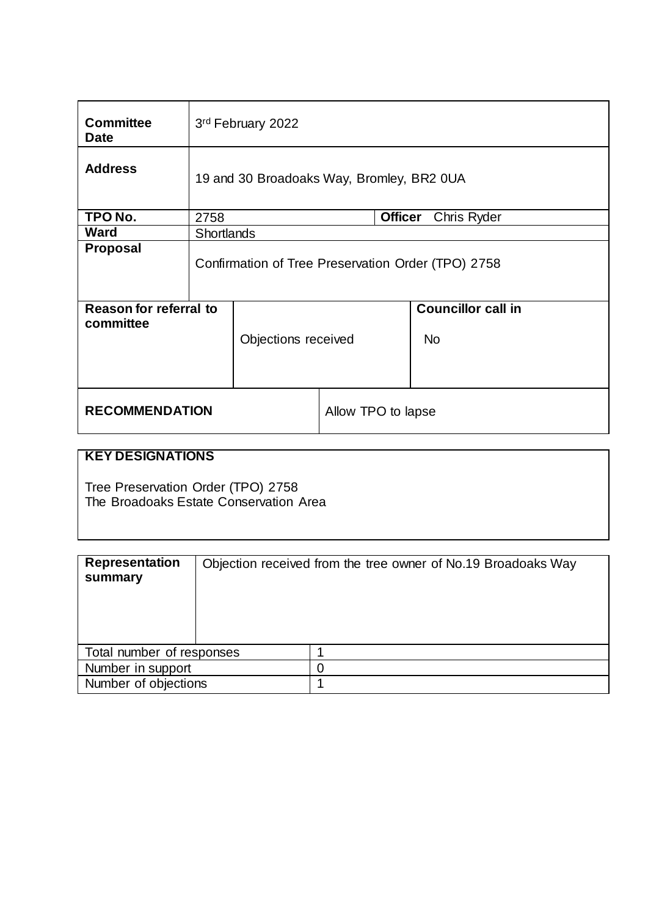| | | | |
|---|---|---|---|
| **Committee Date** | 3rd February 2022 | | |
| **Address** | 19 and 30 Broadoaks Way, Bromley, BR2 0UA | | |
| **TPO No.** | 2758 | **Officer** | Chris Ryder |
| **Ward** | Shortlands | | |
| **Proposal** | Confirmation of Tree Preservation Order (TPO) 2758 | | |
| **Reason for referral to committee** | Objections received | **Councillor call in** | No |
| **RECOMMENDATION** | Allow TPO to lapse | | |

| **KEY DESIGNATIONS** |
|---|
| Tree Preservation Order (TPO) 2758<br>The Broadoaks Estate Conservation Area |

| | |
|---|---|
| **Representation summary** | Objection received from the tree owner of No.19 Broadoaks Way |
| Total number of responses | 1 |
| Number in support | 0 |
| Number of objections | 1 |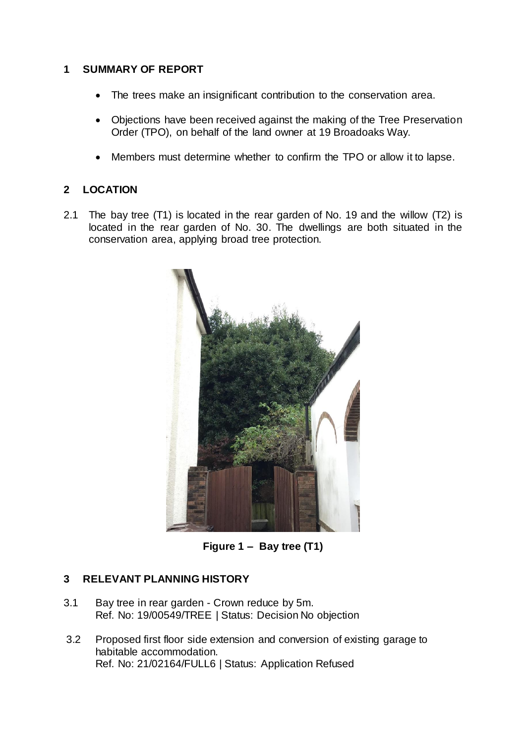## 1 SUMMARY OF REPORT

- The trees make an insignificant contribution to the conservation area.
- Objections have been received against the making of the Tree Preservation Order (TPO), on behalf of the land owner at 19 Broadoaks Way.
- Members must determine whether to confirm the TPO or allow it to lapse.

## 2 LOCATION

2.1 The bay tree (T1) is located in the rear garden of No. 19 and the willow (T2) is located in the rear garden of No. 30. The dwellings are both situated in the conservation area, applying broad tree protection.

**Figure 1 – Bay tree (T1)**

## 3 RELEVANT PLANNING HISTORY

3.1 Bay tree in rear garden - Crown reduce by 5m.
Ref. No: 19/00549/TREE | Status: Decision No objection

3.2 Proposed first floor side extension and conversion of existing garage to habitable accommodation.
Ref. No: 21/02164/FULL6 | Status: Application Refused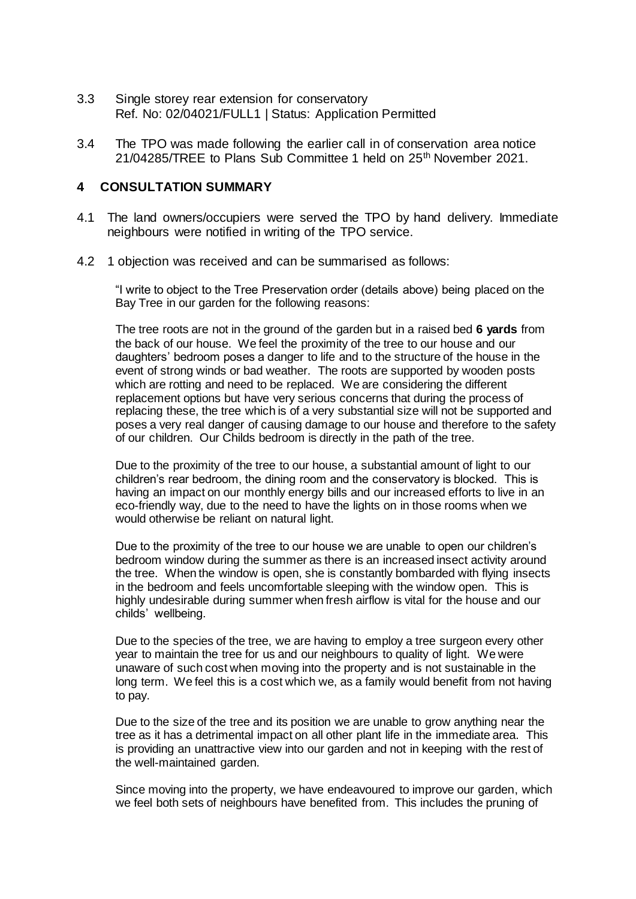3.3 Single storey rear extension for conservatory
Ref. No: 02/04021/FULL1 | Status: Application Permitted

3.4 The TPO was made following the earlier call in of conservation area notice 21/04285/TREE to Plans Sub Committee 1 held on 25th November 2021.

## 4 CONSULTATION SUMMARY

4.1 The land owners/occupiers were served the TPO by hand delivery. Immediate neighbours were notified in writing of the TPO service.

4.2 1 objection was received and can be summarised as follows:

"I write to object to the Tree Preservation order (details above) being placed on the Bay Tree in our garden for the following reasons:

The tree roots are not in the ground of the garden but in a raised bed **6 yards** from the back of our house. We feel the proximity of the tree to our house and our daughters' bedroom poses a danger to life and to the structure of the house in the event of strong winds or bad weather. The roots are supported by wooden posts which are rotting and need to be replaced. We are considering the different replacement options but have very serious concerns that during the process of replacing these, the tree which is of a very substantial size will not be supported and poses a very real danger of causing damage to our house and therefore to the safety of our children. Our Childs bedroom is directly in the path of the tree.

Due to the proximity of the tree to our house, a substantial amount of light to our children's rear bedroom, the dining room and the conservatory is blocked. This is having an impact on our monthly energy bills and our increased efforts to live in an eco-friendly way, due to the need to have the lights on in those rooms when we would otherwise be reliant on natural light.

Due to the proximity of the tree to our house we are unable to open our children's bedroom window during the summer as there is an increased insect activity around the tree. When the window is open, she is constantly bombarded with flying insects in the bedroom and feels uncomfortable sleeping with the window open. This is highly undesirable during summer when fresh airflow is vital for the house and our childs' wellbeing.

Due to the species of the tree, we are having to employ a tree surgeon every other year to maintain the tree for us and our neighbours to quality of light. We were unaware of such cost when moving into the property and is not sustainable in the long term. We feel this is a cost which we, as a family would benefit from not having to pay.

Due to the size of the tree and its position we are unable to grow anything near the tree as it has a detrimental impact on all other plant life in the immediate area. This is providing an unattractive view into our garden and not in keeping with the rest of the well-maintained garden.

Since moving into the property, we have endeavoured to improve our garden, which we feel both sets of neighbours have benefited from. This includes the pruning of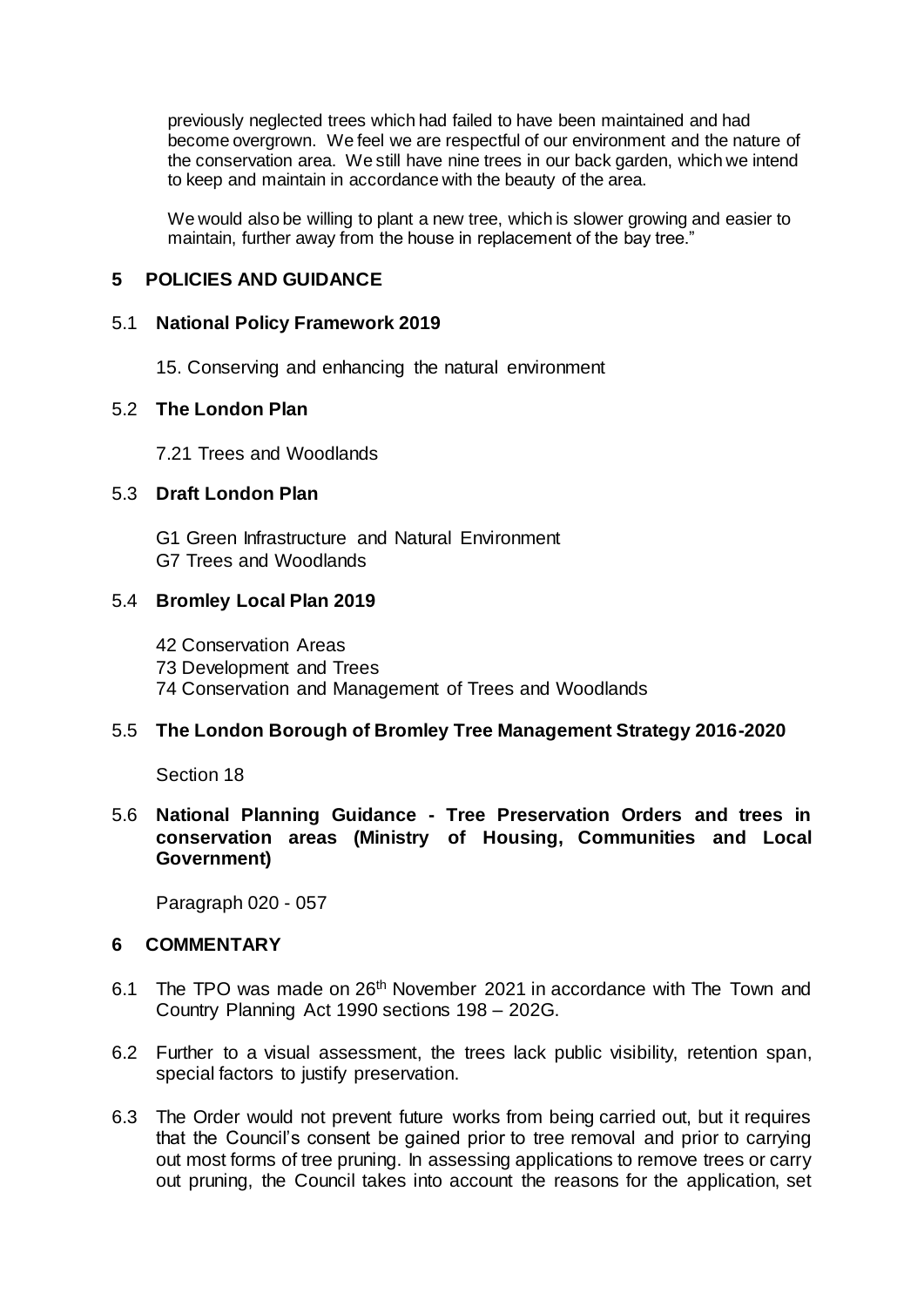previously neglected trees which had failed to have been maintained and had become overgrown. We feel we are respectful of our environment and the nature of the conservation area. We still have nine trees in our back garden, which we intend to keep and maintain in accordance with the beauty of the area.

We would also be willing to plant a new tree, which is slower growing and easier to maintain, further away from the house in replacement of the bay tree."

## 5 POLICIES AND GUIDANCE

### 5.1 National Policy Framework 2019

15. Conserving and enhancing the natural environment

### 5.2 The London Plan

7.21 Trees and Woodlands

### 5.3 Draft London Plan

G1 Green Infrastructure and Natural Environment
G7 Trees and Woodlands

### 5.4 Bromley Local Plan 2019

42 Conservation Areas
73 Development and Trees
74 Conservation and Management of Trees and Woodlands

### 5.5 The London Borough of Bromley Tree Management Strategy 2016-2020

Section 18

### 5.6 National Planning Guidance - Tree Preservation Orders and trees in conservation areas (Ministry of Housing, Communities and Local Government)

Paragraph 020 - 057

## 6 COMMENTARY

6.1 The TPO was made on 26th November 2021 in accordance with The Town and Country Planning Act 1990 sections 198 – 202G.

6.2 Further to a visual assessment, the trees lack public visibility, retention span, special factors to justify preservation.

6.3 The Order would not prevent future works from being carried out, but it requires that the Council's consent be gained prior to tree removal and prior to carrying out most forms of tree pruning. In assessing applications to remove trees or carry out pruning, the Council takes into account the reasons for the application, set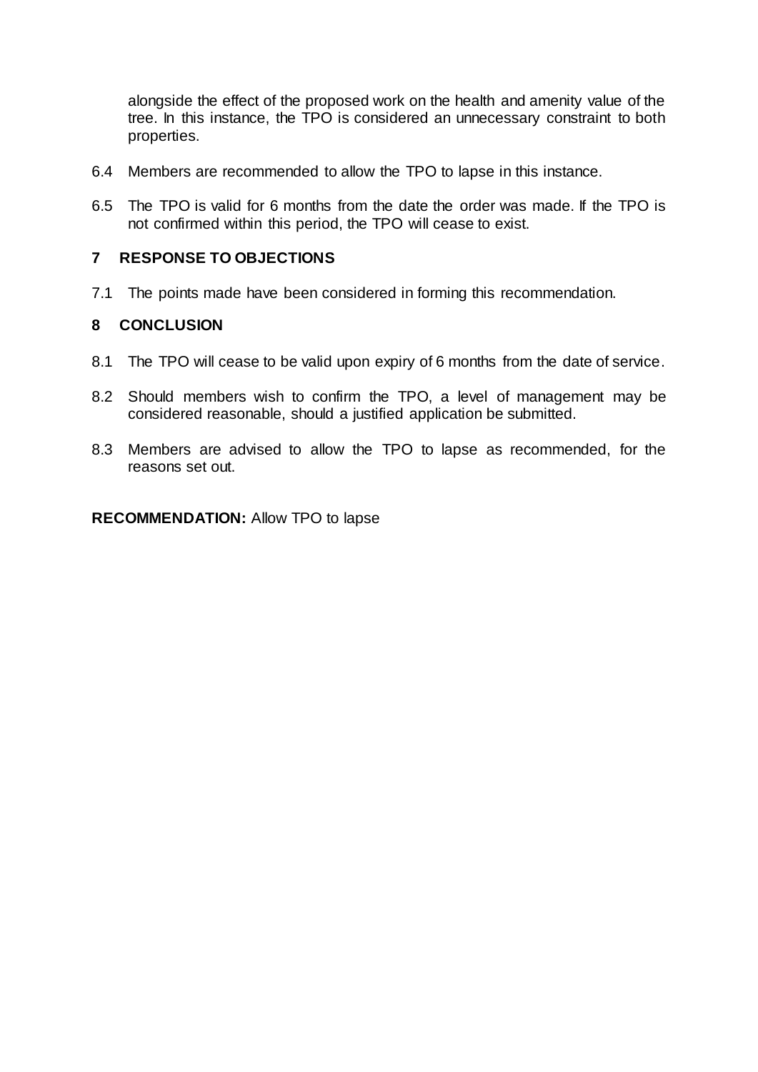alongside the effect of the proposed work on the health and amenity value of the tree. In this instance, the TPO is considered an unnecessary constraint to both properties.

6.4 Members are recommended to allow the TPO to lapse in this instance.

6.5 The TPO is valid for 6 months from the date the order was made. If the TPO is not confirmed within this period, the TPO will cease to exist.

## 7 RESPONSE TO OBJECTIONS

7.1 The points made have been considered in forming this recommendation.

## 8 CONCLUSION

8.1 The TPO will cease to be valid upon expiry of 6 months from the date of service.

8.2 Should members wish to confirm the TPO, a level of management may be considered reasonable, should a justified application be submitted.

8.3 Members are advised to allow the TPO to lapse as recommended, for the reasons set out.

**RECOMMENDATION:** Allow TPO to lapse